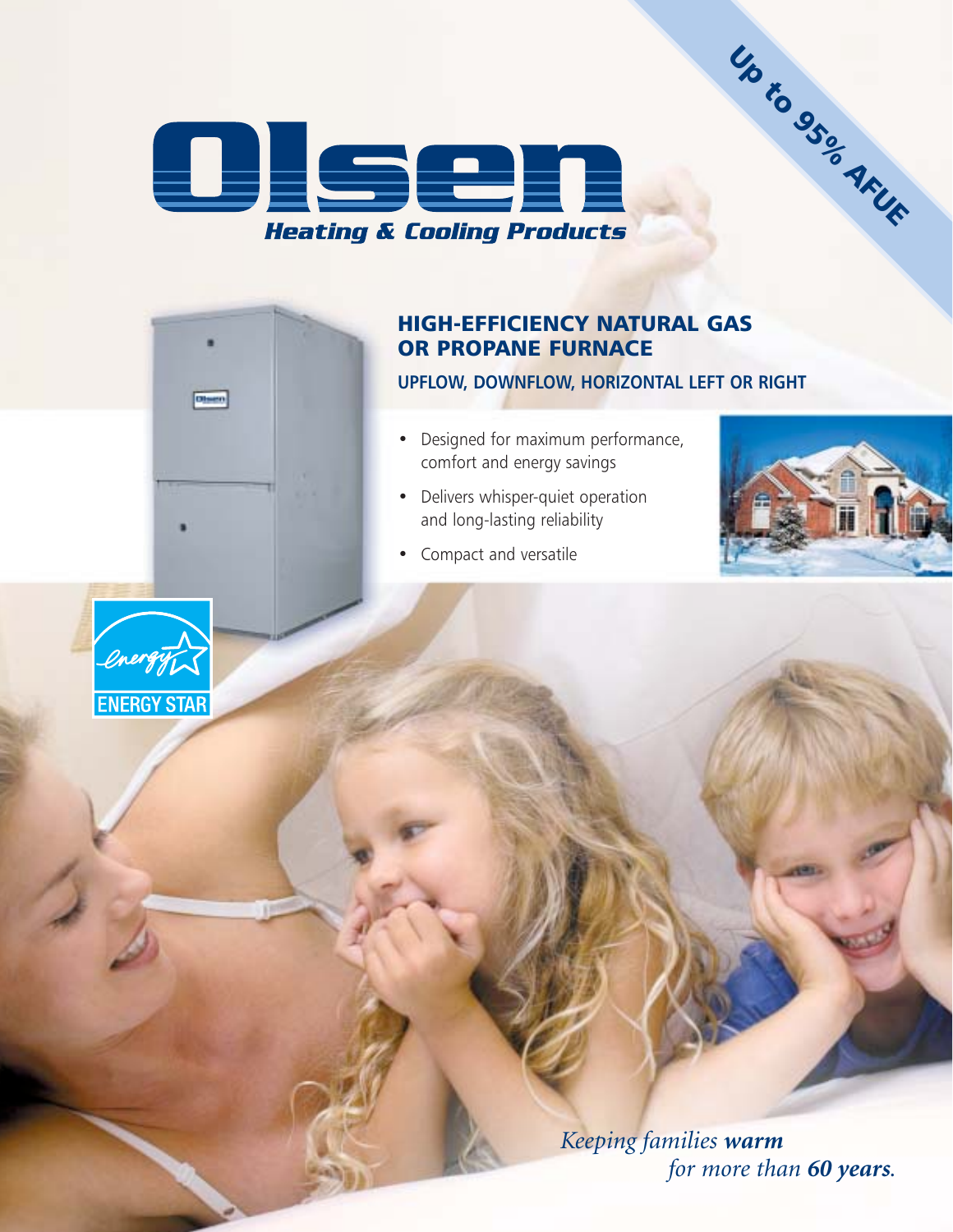# Olsen

*Heating & Cooling Products*

**Up to 95% AFUE**

## HIGH-EFFICIENCY NATURAL GAS OR PROPANE FURNACE

### UPFLOW, DOWNFLOW, HORIZONTAL LEFT OR RIGHT

- Designed for maximum performance, comfort and energy savings
- Delivers whisper-quiet operation and long-lasting reliability
- Compact and versatile

ENERGY STAR

*Keeping families **warm** for more than **60 years**.*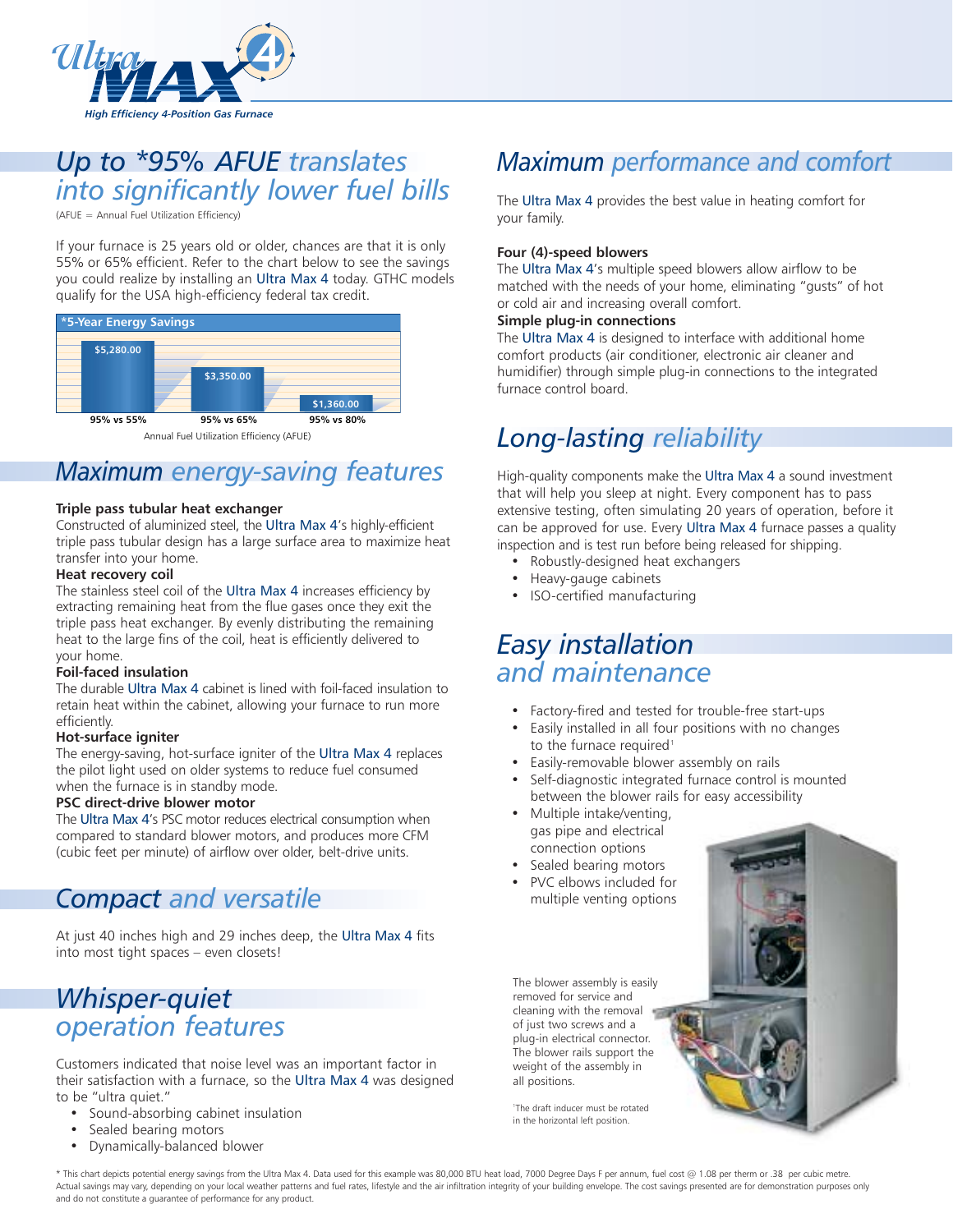Ultra MAX 4

*High Efficiency 4-Position Gas Furnace*

## Up to *95% AFUE translates into significantly lower fuel bills

(AFUE = Annual Fuel Utilization Efficiency)

If your furnace is 25 years old or older, chances are that it is only 55% or 65% efficient. Refer to the chart below to see the savings you could realize by installing an Ultra Max 4 today. GTHC models qualify for the USA high-efficiency federal tax credit.

*5-Year Energy Savings

| Annual Fuel Utilization Efficiency (AFUE) | Savings |
|---|---|
| 95% vs 55% | $5,280.00 |
| 95% vs 65% | $3,350.00 |
| 95% vs 80% | $1,360.00 |

## Maximum energy-saving features

**Triple pass tubular heat exchanger**
Constructed of aluminized steel, the Ultra Max 4's highly-efficient triple pass tubular design has a large surface area to maximize heat transfer into your home.

**Heat recovery coil**
The stainless steel coil of the Ultra Max 4 increases efficiency by extracting remaining heat from the flue gases once they exit the triple pass heat exchanger. By evenly distributing the remaining heat to the large fins of the coil, heat is efficiently delivered to your home.

**Foil-faced insulation**
The durable Ultra Max 4 cabinet is lined with foil-faced insulation to retain heat within the cabinet, allowing your furnace to run more efficiently.

**Hot-surface igniter**
The energy-saving, hot-surface igniter of the Ultra Max 4 replaces the pilot light used on older systems to reduce fuel consumed when the furnace is in standby mode.

**PSC direct-drive blower motor**
The Ultra Max 4's PSC motor reduces electrical consumption when compared to standard blower motors, and produces more CFM (cubic feet per minute) of airflow over older, belt-drive units.

## Compact and versatile

At just 40 inches high and 29 inches deep, the Ultra Max 4 fits into most tight spaces – even closets!

## Whisper-quiet operation features

Customers indicated that noise level was an important factor in their satisfaction with a furnace, so the Ultra Max 4 was designed to be "ultra quiet."

- Sound-absorbing cabinet insulation
- Sealed bearing motors
- Dynamically-balanced blower

## Maximum performance and comfort

The Ultra Max 4 provides the best value in heating comfort for your family.

**Four (4)-speed blowers**
The Ultra Max 4's multiple speed blowers allow airflow to be matched with the needs of your home, eliminating "gusts" of hot or cold air and increasing overall comfort.

**Simple plug-in connections**
The Ultra Max 4 is designed to interface with additional home comfort products (air conditioner, electronic air cleaner and humidifier) through simple plug-in connections to the integrated furnace control board.

## Long-lasting reliability

High-quality components make the Ultra Max 4 a sound investment that will help you sleep at night. Every component has to pass extensive testing, often simulating 20 years of operation, before it can be approved for use. Every Ultra Max 4 furnace passes a quality inspection and is test run before being released for shipping.

- Robustly-designed heat exchangers
- Heavy-gauge cabinets
- ISO-certified manufacturing

## Easy installation and maintenance

- Factory-fired and tested for trouble-free start-ups
- Easily installed in all four positions with no changes to the furnace required[1]
- Easily-removable blower assembly on rails
- Self-diagnostic integrated furnace control is mounted between the blower rails for easy accessibility
- Multiple intake/venting, gas pipe and electrical connection options
- Sealed bearing motors
- PVC elbows included for multiple venting options

The blower assembly is easily removed for service and cleaning with the removal of just two screws and a plug-in electrical connector. The blower rails support the weight of the assembly in all positions.

[1]The draft inducer must be rotated in the horizontal left position.

* This chart depicts potential energy savings from the Ultra Max 4. Data used for this example was 80,000 BTU heat load, 7000 Degree Days F per annum, fuel cost @ 1.08 per therm or .38 per cubic metre. Actual savings may vary, depending on your local weather patterns and fuel rates, lifestyle and the air infiltration integrity of your building envelope. The cost savings presented are for demonstration purposes only and do not constitute a guarantee of performance for any product.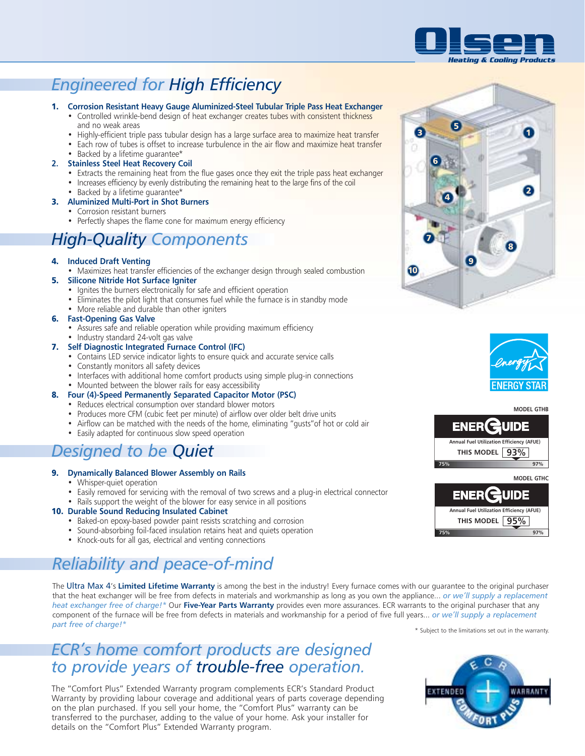# Engineered for High Efficiency

1. **Corrosion Resistant Heavy Gauge Aluminized-Steel Tubular Triple Pass Heat Exchanger**
   - Controlled wrinkle-bend design of heat exchanger creates tubes with consistent thickness and no weak areas
   - Highly-efficient triple pass tubular design has a large surface area to maximize heat transfer
   - Each row of tubes is offset to increase turbulence in the air flow and maximize heat transfer
   - Backed by a lifetime guarantee*
2. **Stainless Steel Heat Recovery Coil**
   - Extracts the remaining heat from the flue gases once they exit the triple pass heat exchanger
   - Increases efficiency by evenly distributing the remaining heat to the large fins of the coil
   - Backed by a lifetime guarantee*
3. **Aluminized Multi-Port in Shot Burners**
   - Corrosion resistant burners
   - Perfectly shapes the flame cone for maximum energy efficiency

# High-Quality Components

4. **Induced Draft Venting**
   - Maximizes heat transfer efficiencies of the exchanger design through sealed combustion
5. **Silicone Nitride Hot Surface Igniter**
   - Ignites the burners electronically for safe and efficient operation
   - Eliminates the pilot light that consumes fuel while the furnace is in standby mode
   - More reliable and durable than other igniters
6. **Fast-Opening Gas Valve**
   - Assures safe and reliable operation while providing maximum efficiency
   - Industry standard 24-volt gas valve
7. **Self Diagnostic Integrated Furnace Control (IFC)**
   - Contains LED service indicator lights to ensure quick and accurate service calls
   - Constantly monitors all safety devices
   - Interfaces with additional home comfort products using simple plug-in connections
   - Mounted between the blower rails for easy accessibility
8. **Four (4)-Speed Permanently Separated Capacitor Motor (PSC)**
   - Reduces electrical consumption over standard blower motors
   - Produces more CFM (cubic feet per minute) of airflow over older belt drive units
   - Airflow can be matched with the needs of the home, eliminating "gusts" of hot or cold air
   - Easily adapted for continuous slow speed operation

# Designed to be Quiet

9. **Dynamically Balanced Blower Assembly on Rails**
   - Whisper-quiet operation
   - Easily removed for servicing with the removal of two screws and a plug-in electrical connector
   - Rails support the weight of the blower for easy service in all positions
10. **Durable Sound Reducing Insulated Cabinet**
    - Baked-on epoxy-based powder paint resists scratching and corrosion
    - Sound-absorbing foil-faced insulation retains heat and quiets operation
    - Knock-outs for all gas, electrical and venting connections

ENERGY STAR

**MODEL GTHB**

ENERGUIDE — Annual Fuel Utilization Efficiency (AFUE) — THIS MODEL 93% (scale 75% – 97%)

**MODEL GTHC**

ENERGUIDE — Annual Fuel Utilization Efficiency (AFUE) — THIS MODEL 95% (scale 75% – 97%)

# Reliability and peace-of-mind

The Ultra Max 4's **Limited Lifetime Warranty** is among the best in the industry! Every furnace comes with our guarantee to the original purchaser that the heat exchanger will be free from defects in materials and workmanship as long as you own the appliance... *or we'll supply a replacement heat exchanger free of charge!** Our **Five-Year Parts Warranty** provides even more assurances. ECR warrants to the original purchaser that any component of the furnace will be free from defects in materials and workmanship for a period of five full years... *or we'll supply a replacement part free of charge!**

\* Subject to the limitations set out in the warranty.

# ECR's home comfort products are designed to provide years of trouble-free operation.

The "Comfort Plus" Extended Warranty program complements ECR's Standard Product Warranty by providing labour coverage and additional years of parts coverage depending on the plan purchased. If you sell your home, the "Comfort Plus" warranty can be transferred to the purchaser, adding to the value of your home. Ask your installer for details on the "Comfort Plus" Extended Warranty program.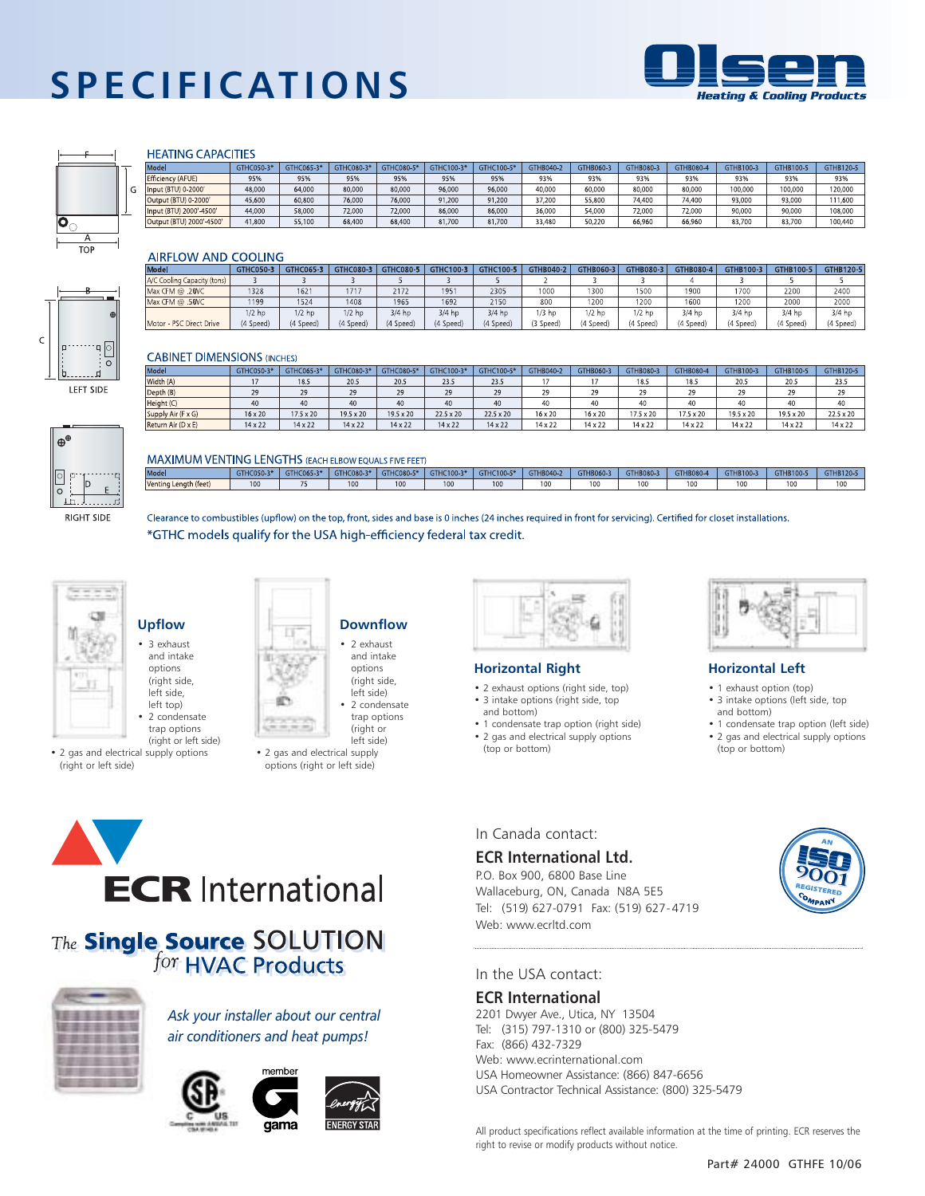# SPECIFICATIONS

Olsen
Heating & Cooling Products

TOP

LEFT SIDE

RIGHT SIDE

## HEATING CAPACITIES

| Model | GTHC050-3* | GTHC065-3* | GTHC080-3* | GTHC080-5* | GTHC100-3* | GTHC100-5* | GTHB040-2 | GTHB060-3 | GTHB080-3 | GTHB080-4 | GTHB100-3 | GTHB100-5 | GTHB120-5 |
|---|---|---|---|---|---|---|---|---|---|---|---|---|---|
| Efficiency (AFUE) | 95% | 95% | 95% | 95% | 95% | 95% | 93% | 93% | 93% | 93% | 93% | 93% | 93% |
| Input (BTU) 0-2000' | 48,000 | 64,000 | 80,000 | 80,000 | 96,000 | 96,000 | 40,000 | 60,000 | 80,000 | 80,000 | 100,000 | 100,000 | 120,000 |
| Output (BTU) 0-2000' | 45,600 | 60,800 | 76,000 | 76,000 | 91,200 | 91,200 | 37,200 | 55,800 | 74,400 | 74,400 | 93,000 | 93,000 | 111,600 |
| Input (BTU) 2000'-4500' | 44,000 | 58,000 | 72,000 | 72,000 | 86,000 | 86,000 | 36,000 | 54,000 | 72,000 | 72,000 | 90,000 | 90,000 | 108,000 |
| Output (BTU) 2000'-4500' | 41,800 | 55,100 | 68,400 | 68,400 | 81,700 | 81,700 | 33,480 | 50,220 | 66,960 | 66,960 | 83,700 | 83,700 | 100,440 |

## AIRFLOW AND COOLING

| Model | GTHC050-3 | GTHC065-3 | GTHC080-3 | GTHC080-5 | GTHC100-3 | GTHC100-5 | GTHB040-2 | GTHB060-3 | GTHB080-3 | GTHB080-4 | GTHB100-3 | GTHB100-5 | GTHB120-5 |
|---|---|---|---|---|---|---|---|---|---|---|---|---|---|
| A/C Cooling Capacity (tons) | 3 | 3 | 3 | 5 | 3 | 5 | 2 | 3 | 3 | 4 | 3 | 5 | 5 |
| Max CFM @ .20WC | 1328 | 1621 | 1717 | 2172 | 1951 | 2305 | 1000 | 1300 | 1500 | 1900 | 1700 | 2200 | 2400 |
| Max CFM @ .50WC | 1199 | 1524 | 1408 | 1965 | 1692 | 2150 | 800 | 1200 | 1200 | 1600 | 1200 | 2000 | 2000 |
| Motor - PSC Direct Drive | 1/2 hp (4 Speed) | 1/2 hp (4 Speed) | 1/2 hp (4 Speed) | 3/4 hp (4 Speed) | 3/4 hp (4 Speed) | 3/4 hp (4 Speed) | 1/3 hp (3 Speed) | 1/2 hp (4 Speed) | 1/2 hp (4 Speed) | 3/4 hp (4 Speed) | 3/4 hp (4 Speed) | 3/4 hp (4 Speed) | 3/4 hp (4 Speed) |

## CABINET DIMENSIONS (INCHES)

| Model | GTHC050-3* | GTHC065-3* | GTHC080-3* | GTHC080-5* | GTHC100-3* | GTHC100-5* | GTHB040-2 | GTHB060-3 | GTHB080-3 | GTHB080-4 | GTHB100-3 | GTHB100-5 | GTHB120-5 |
|---|---|---|---|---|---|---|---|---|---|---|---|---|---|
| Width (A) | 17 | 18.5 | 20.5 | 20.5 | 23.5 | 23.5 | 17 | 17 | 18.5 | 18.5 | 20.5 | 20.5 | 23.5 |
| Depth (B) | 29 | 29 | 29 | 29 | 29 | 29 | 29 | 29 | 29 | 29 | 29 | 29 | 29 |
| Height (C) | 40 | 40 | 40 | 40 | 40 | 40 | 40 | 40 | 40 | 40 | 40 | 40 | 40 |
| Supply Air (F x G) | 16 x 20 | 17.5 x 20 | 19.5 x 20 | 19.5 x 20 | 22.5 x 20 | 22.5 x 20 | 16 x 20 | 16 x 20 | 17.5 x 20 | 17.5 x 20 | 19.5 x 20 | 19.5 x 20 | 22.5 x 20 |
| Return Air (D x E) | 14 x 22 | 14 x 22 | 14 x 22 | 14 x 22 | 14 x 22 | 14 x 22 | 14 x 22 | 14 x 22 | 14 x 22 | 14 x 22 | 14 x 22 | 14 x 22 | 14 x 22 |

## MAXIMUM VENTING LENGTHS (EACH ELBOW EQUALS FIVE FEET)

| Model | GTHC050-3* | GTHC065-3* | GTHC080-3* | GTHC080-5* | GTHC100-3* | GTHC100-5* | GTHB040-2 | GTHB060-3 | GTHB080-3 | GTHB080-4 | GTHB100-3 | GTHB100-5 | GTHB120-5 |
|---|---|---|---|---|---|---|---|---|---|---|---|---|---|
| Venting Length (feet) | 100 | 75 | 100 | 100 | 100 | 100 | 100 | 100 | 100 | 100 | 100 | 100 | 100 |

Clearance to combustibles (upflow) on the top, front, sides and base is 0 inches (24 inches required in front for servicing). Certified for closet installations.

*GTHC models qualify for the USA high-efficiency federal tax credit.

### Upflow

- 3 exhaust and intake options (right side, left side, left top)
- 2 condensate trap options (right or left side)
- 2 gas and electrical supply options (right or left side)

### Downflow

- 2 exhaust and intake options (right side, left side)
- 2 condensate trap options (right or left side)
- 2 gas and electrical supply options (right or left side)

### Horizontal Right

- 2 exhaust options (right side, top)
- 3 intake options (right side, top and bottom)
- 1 condensate trap option (right side)
- 2 gas and electrical supply options (top or bottom)

### Horizontal Left

- 1 exhaust option (top)
- 3 intake options (left side, top and bottom)
- 1 condensate trap option (left side)
- 2 gas and electrical supply options (top or bottom)

**ECR** International

The **Single Source** SOLUTION *for* HVAC Products

*Ask your installer about our central air conditioners and heat pumps!*

member gama

ENERGY STAR

In Canada contact:

**ECR International Ltd.**
P.O. Box 900, 6800 Base Line
Wallaceburg, ON, Canada N8A 5E5
Tel: (519) 627-0791 Fax: (519) 627-4719
Web: www.ecrltd.com

AN ISO 9001 REGISTERED COMPANY

In the USA contact:

**ECR International**
2201 Dwyer Ave., Utica, NY 13504
Tel: (315) 797-1310 or (800) 325-5479
Fax: (866) 432-7329
Web: www.ecrinternational.com
USA Homeowner Assistance: (866) 847-6656
USA Contractor Technical Assistance: (800) 325-5479

All product specifications reflect available information at the time of printing. ECR reserves the right to revise or modify products without notice.

Part# 24000 GTHFE 10/06